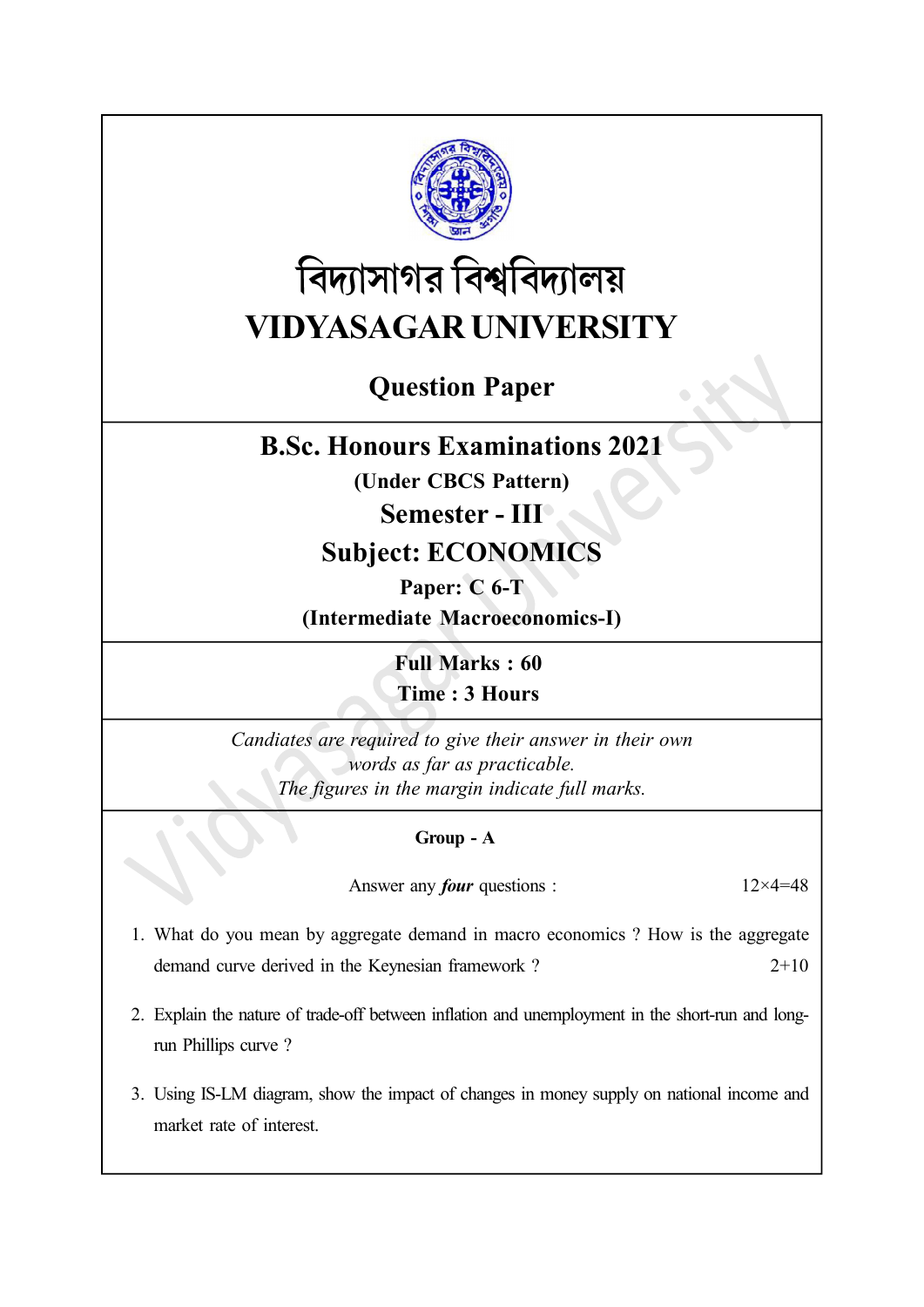# বিদ্যাসাগর বিশ্ববিদ্যালয়

# VIDYASAGAR UNIVERSITY

## Question Paper

## B.Sc. Honours Examinations 2021

**(Under CBCS Pattern)**

## Semester - III

## Subject: ECONOMICS

**Paper: C 6-T**

**(Intermediate Macroeconomics-I)**

**Full Marks : 60**

**Time : 3 Hours**

*Candiates are required to give their answer in their own words as far as practicable.*

*The figures in the margin indicate full marks.*

### Group - A

Answer any ***four*** questions : 12×4=48

1. What do you mean by aggregate demand in macro economics ? How is the aggregate demand curve derived in the Keynesian framework ? 2+10

2. Explain the nature of trade-off between inflation and unemployment in the short-run and long-run Phillips curve ?

3. Using IS-LM diagram, show the impact of changes in money supply on national income and market rate of interest.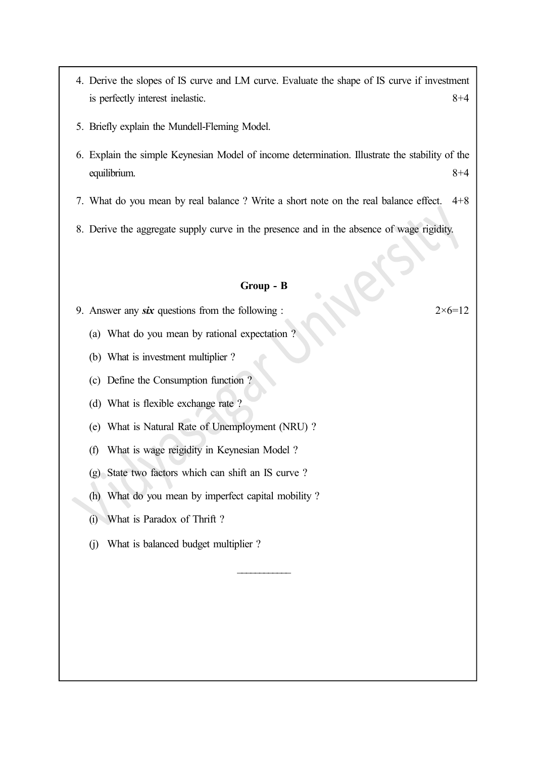4. Derive the slopes of IS curve and LM curve. Evaluate the shape of IS curve if investment is perfectly interest inelastic. 8+4

5. Briefly explain the Mundell-Fleming Model.

6. Explain the simple Keynesian Model of income determination. Illustrate the stability of the equilibrium. 8+4

7. What do you mean by real balance ? Write a short note on the real balance effect. 4+8

8. Derive the aggregate supply curve in the presence and in the absence of wage rigidity.

## Group - B

9. Answer any ***six*** questions from the following : 2×6=12

   (a) What do you mean by rational expectation ?

   (b) What is investment multiplier ?

   (c) Define the Consumption function ?

   (d) What is flexible exchange rate ?

   (e) What is Natural Rate of Unemployment (NRU) ?

   (f) What is wage reigidity in Keynesian Model ?

   (g) State two factors which can shift an IS curve ?

   (h) What do you mean by imperfect capital mobility ?

   (i) What is Paradox of Thrift ?

   (j) What is balanced budget multiplier ?

———————